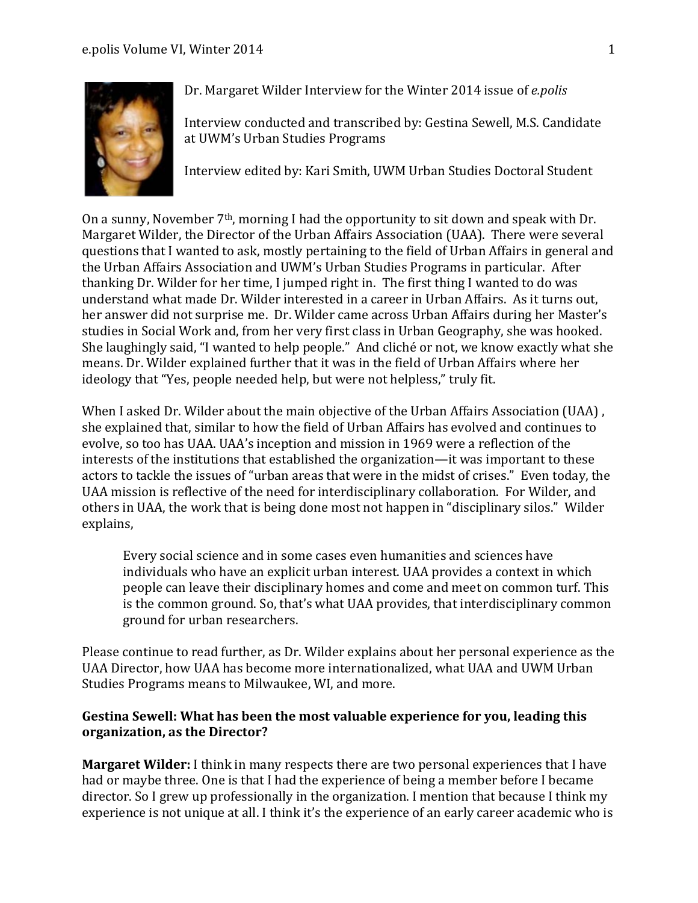Dr. Margaret Wilder Interview for the Winter 2014 issue of *e.polis*

Interview conducted and transcribed by: Gestina Sewell, M.S. Candidate at UWM's Urban Studies Programs

Interview edited by: Kari Smith, UWM Urban Studies Doctoral Student

On a sunny, November 7th, morning I had the opportunity to sit down and speak with Dr. Margaret Wilder, the Director of the Urban Affairs Association (UAA). There were several questions that I wanted to ask, mostly pertaining to the field of Urban Affairs in general and the Urban Affairs Association and UWM's Urban Studies Programs in particular. After thanking Dr. Wilder for her time, I jumped right in. The first thing I wanted to do was understand what made Dr. Wilder interested in a career in Urban Affairs. As it turns out, her answer did not surprise me. Dr. Wilder came across Urban Affairs during her Master's studies in Social Work and, from her very first class in Urban Geography, she was hooked. She laughingly said, "I wanted to help people." And cliché or not, we know exactly what she means. Dr. Wilder explained further that it was in the field of Urban Affairs where her ideology that "Yes, people needed help, but were not helpless," truly fit.

When I asked Dr. Wilder about the main objective of the Urban Affairs Association (UAA) , she explained that, similar to how the field of Urban Affairs has evolved and continues to evolve, so too has UAA. UAA's inception and mission in 1969 were a reflection of the interests of the institutions that established the organization—it was important to these actors to tackle the issues of "urban areas that were in the midst of crises." Even today, the UAA mission is reflective of the need for interdisciplinary collaboration. For Wilder, and others in UAA, the work that is being done most not happen in "disciplinary silos." Wilder explains,

> Every social science and in some cases even humanities and sciences have individuals who have an explicit urban interest. UAA provides a context in which people can leave their disciplinary homes and come and meet on common turf. This is the common ground. So, that's what UAA provides, that interdisciplinary common ground for urban researchers.

Please continue to read further, as Dr. Wilder explains about her personal experience as the UAA Director, how UAA has become more internationalized, what UAA and UWM Urban Studies Programs means to Milwaukee, WI, and more.

**Gestina Sewell: What has been the most valuable experience for you, leading this organization, as the Director?**

**Margaret Wilder:** I think in many respects there are two personal experiences that I have had or maybe three. One is that I had the experience of being a member before I became director. So I grew up professionally in the organization. I mention that because I think my experience is not unique at all. I think it's the experience of an early career academic who is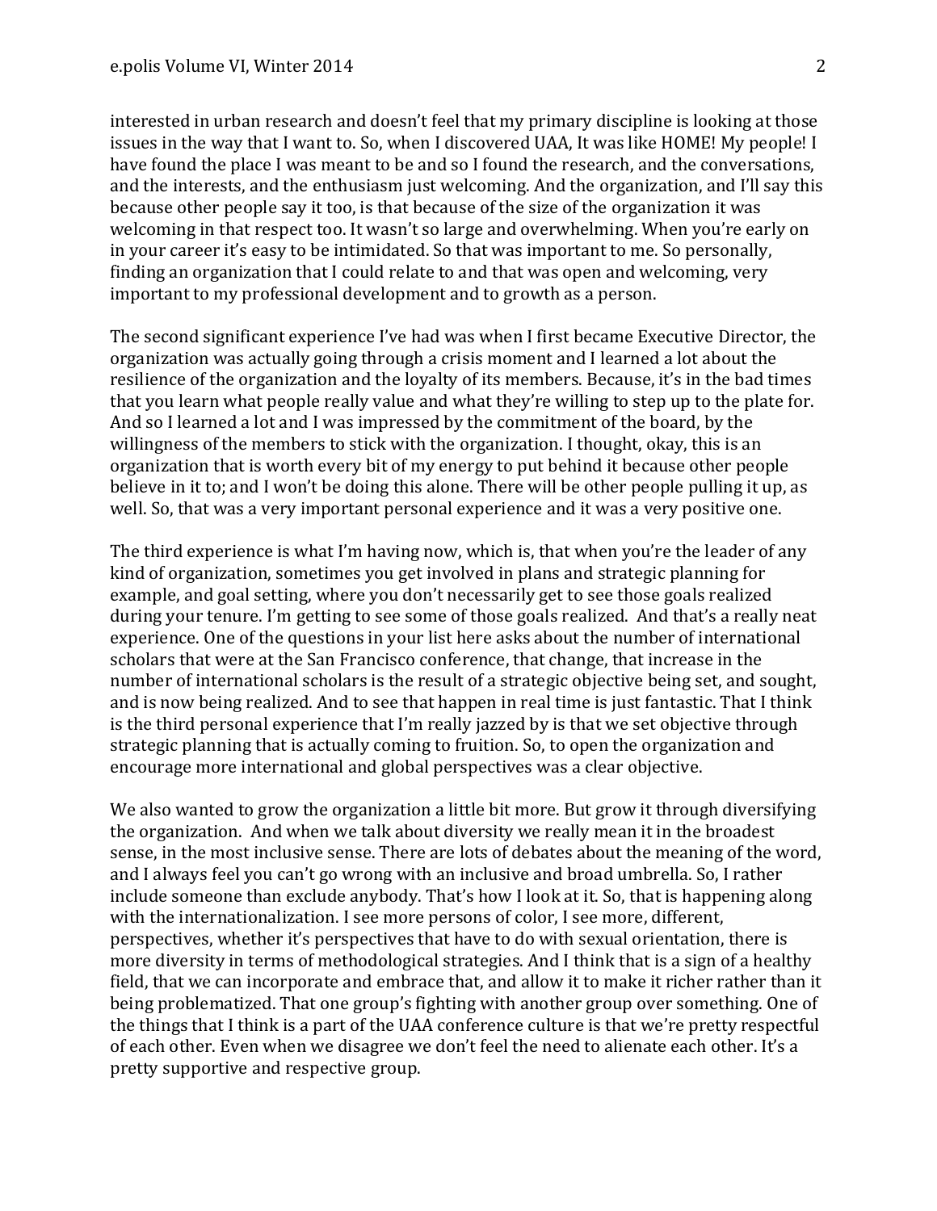interested in urban research and doesn't feel that my primary discipline is looking at those issues in the way that I want to. So, when I discovered UAA, It was like HOME! My people! I have found the place I was meant to be and so I found the research, and the conversations, and the interests, and the enthusiasm just welcoming. And the organization, and I'll say this because other people say it too, is that because of the size of the organization it was welcoming in that respect too. It wasn't so large and overwhelming. When you're early on in your career it's easy to be intimidated. So that was important to me. So personally, finding an organization that I could relate to and that was open and welcoming, very important to my professional development and to growth as a person.

The second significant experience I've had was when I first became Executive Director, the organization was actually going through a crisis moment and I learned a lot about the resilience of the organization and the loyalty of its members. Because, it's in the bad times that you learn what people really value and what they're willing to step up to the plate for. And so I learned a lot and I was impressed by the commitment of the board, by the willingness of the members to stick with the organization. I thought, okay, this is an organization that is worth every bit of my energy to put behind it because other people believe in it to; and I won't be doing this alone. There will be other people pulling it up, as well. So, that was a very important personal experience and it was a very positive one.

The third experience is what I'm having now, which is, that when you're the leader of any kind of organization, sometimes you get involved in plans and strategic planning for example, and goal setting, where you don't necessarily get to see those goals realized during your tenure. I'm getting to see some of those goals realized. And that's a really neat experience. One of the questions in your list here asks about the number of international scholars that were at the San Francisco conference, that change, that increase in the number of international scholars is the result of a strategic objective being set, and sought, and is now being realized. And to see that happen in real time is just fantastic. That I think is the third personal experience that I'm really jazzed by is that we set objective through strategic planning that is actually coming to fruition. So, to open the organization and encourage more international and global perspectives was a clear objective.

We also wanted to grow the organization a little bit more. But grow it through diversifying the organization. And when we talk about diversity we really mean it in the broadest sense, in the most inclusive sense. There are lots of debates about the meaning of the word, and I always feel you can't go wrong with an inclusive and broad umbrella. So, I rather include someone than exclude anybody. That's how I look at it. So, that is happening along with the internationalization. I see more persons of color, I see more, different, perspectives, whether it's perspectives that have to do with sexual orientation, there is more diversity in terms of methodological strategies. And I think that is a sign of a healthy field, that we can incorporate and embrace that, and allow it to make it richer rather than it being problematized. That one group's fighting with another group over something. One of the things that I think is a part of the UAA conference culture is that we're pretty respectful of each other. Even when we disagree we don't feel the need to alienate each other. It's a pretty supportive and respective group.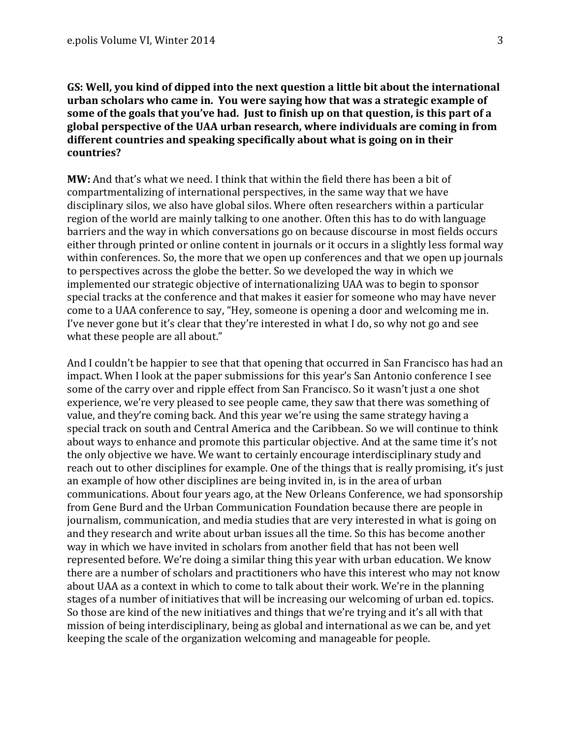**GS: Well, you kind of dipped into the next question a little bit about the international urban scholars who came in. You were saying how that was a strategic example of some of the goals that you've had. Just to finish up on that question, is this part of a global perspective of the UAA urban research, where individuals are coming in from different countries and speaking specifically about what is going on in their countries?**

**MW:** And that's what we need. I think that within the field there has been a bit of compartmentalizing of international perspectives, in the same way that we have disciplinary silos, we also have global silos. Where often researchers within a particular region of the world are mainly talking to one another. Often this has to do with language barriers and the way in which conversations go on because discourse in most fields occurs either through printed or online content in journals or it occurs in a slightly less formal way within conferences. So, the more that we open up conferences and that we open up journals to perspectives across the globe the better. So we developed the way in which we implemented our strategic objective of internationalizing UAA was to begin to sponsor special tracks at the conference and that makes it easier for someone who may have never come to a UAA conference to say, "Hey, someone is opening a door and welcoming me in. I've never gone but it's clear that they're interested in what I do, so why not go and see what these people are all about."

And I couldn't be happier to see that that opening that occurred in San Francisco has had an impact. When I look at the paper submissions for this year's San Antonio conference I see some of the carry over and ripple effect from San Francisco. So it wasn't just a one shot experience, we're very pleased to see people came, they saw that there was something of value, and they're coming back. And this year we're using the same strategy having a special track on south and Central America and the Caribbean. So we will continue to think about ways to enhance and promote this particular objective. And at the same time it's not the only objective we have. We want to certainly encourage interdisciplinary study and reach out to other disciplines for example. One of the things that is really promising, it's just an example of how other disciplines are being invited in, is in the area of urban communications. About four years ago, at the New Orleans Conference, we had sponsorship from Gene Burd and the Urban Communication Foundation because there are people in journalism, communication, and media studies that are very interested in what is going on and they research and write about urban issues all the time. So this has become another way in which we have invited in scholars from another field that has not been well represented before. We're doing a similar thing this year with urban education. We know there are a number of scholars and practitioners who have this interest who may not know about UAA as a context in which to come to talk about their work. We're in the planning stages of a number of initiatives that will be increasing our welcoming of urban ed. topics. So those are kind of the new initiatives and things that we're trying and it's all with that mission of being interdisciplinary, being as global and international as we can be, and yet keeping the scale of the organization welcoming and manageable for people.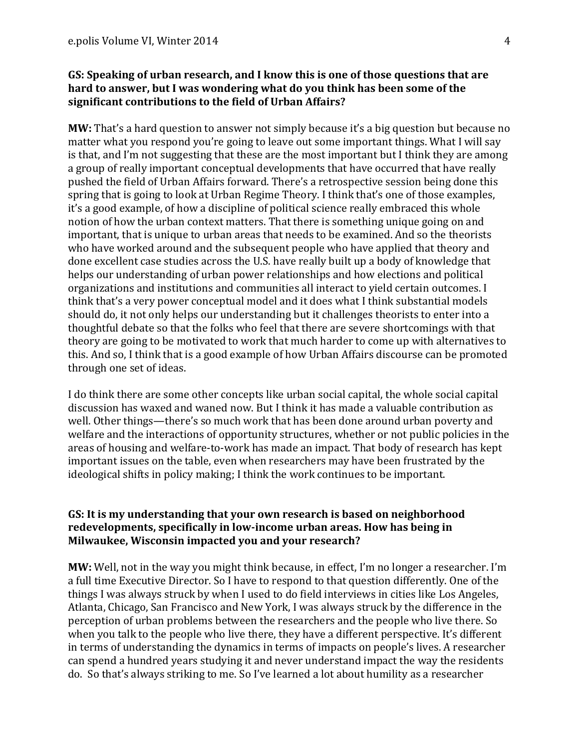**GS: Speaking of urban research, and I know this is one of those questions that are hard to answer, but I was wondering what do you think has been some of the significant contributions to the field of Urban Affairs?**

**MW:** That's a hard question to answer not simply because it's a big question but because no matter what you respond you're going to leave out some important things. What I will say is that, and I'm not suggesting that these are the most important but I think they are among a group of really important conceptual developments that have occurred that have really pushed the field of Urban Affairs forward. There's a retrospective session being done this spring that is going to look at Urban Regime Theory. I think that's one of those examples, it's a good example, of how a discipline of political science really embraced this whole notion of how the urban context matters. That there is something unique going on and important, that is unique to urban areas that needs to be examined. And so the theorists who have worked around and the subsequent people who have applied that theory and done excellent case studies across the U.S. have really built up a body of knowledge that helps our understanding of urban power relationships and how elections and political organizations and institutions and communities all interact to yield certain outcomes. I think that's a very power conceptual model and it does what I think substantial models should do, it not only helps our understanding but it challenges theorists to enter into a thoughtful debate so that the folks who feel that there are severe shortcomings with that theory are going to be motivated to work that much harder to come up with alternatives to this. And so, I think that is a good example of how Urban Affairs discourse can be promoted through one set of ideas.

I do think there are some other concepts like urban social capital, the whole social capital discussion has waxed and waned now. But I think it has made a valuable contribution as well. Other things—there's so much work that has been done around urban poverty and welfare and the interactions of opportunity structures, whether or not public policies in the areas of housing and welfare-to-work has made an impact. That body of research has kept important issues on the table, even when researchers may have been frustrated by the ideological shifts in policy making; I think the work continues to be important.

**GS: It is my understanding that your own research is based on neighborhood redevelopments, specifically in low-income urban areas. How has being in Milwaukee, Wisconsin impacted you and your research?**

**MW:** Well, not in the way you might think because, in effect, I'm no longer a researcher. I'm a full time Executive Director. So I have to respond to that question differently. One of the things I was always struck by when I used to do field interviews in cities like Los Angeles, Atlanta, Chicago, San Francisco and New York, I was always struck by the difference in the perception of urban problems between the researchers and the people who live there. So when you talk to the people who live there, they have a different perspective. It's different in terms of understanding the dynamics in terms of impacts on people's lives. A researcher can spend a hundred years studying it and never understand impact the way the residents do. So that's always striking to me. So I've learned a lot about humility as a researcher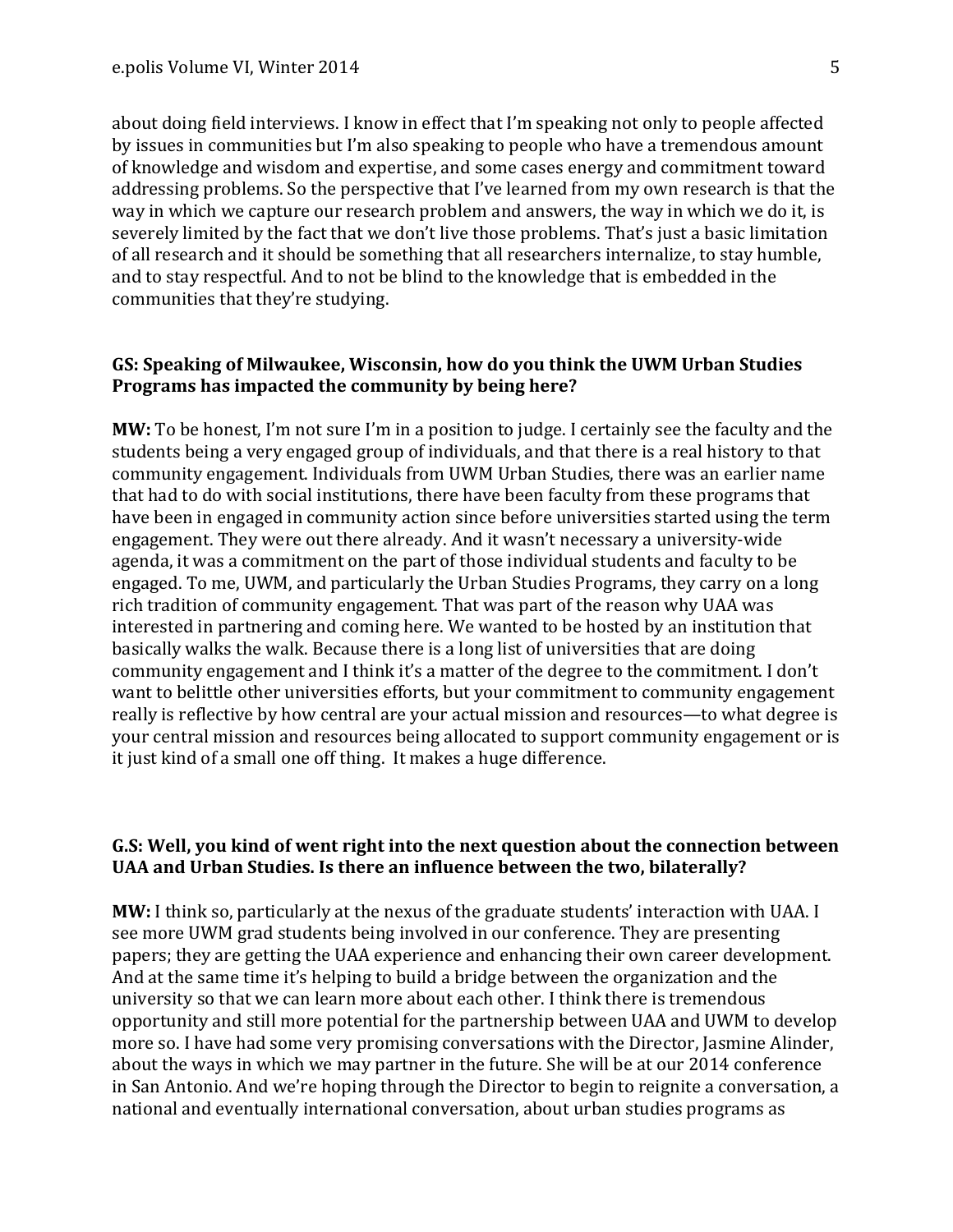about doing field interviews. I know in effect that I'm speaking not only to people affected by issues in communities but I'm also speaking to people who have a tremendous amount of knowledge and wisdom and expertise, and some cases energy and commitment toward addressing problems. So the perspective that I've learned from my own research is that the way in which we capture our research problem and answers, the way in which we do it, is severely limited by the fact that we don't live those problems. That's just a basic limitation of all research and it should be something that all researchers internalize, to stay humble, and to stay respectful. And to not be blind to the knowledge that is embedded in the communities that they're studying.

**GS: Speaking of Milwaukee, Wisconsin, how do you think the UWM Urban Studies Programs has impacted the community by being here?**

**MW:** To be honest, I'm not sure I'm in a position to judge. I certainly see the faculty and the students being a very engaged group of individuals, and that there is a real history to that community engagement. Individuals from UWM Urban Studies, there was an earlier name that had to do with social institutions, there have been faculty from these programs that have been in engaged in community action since before universities started using the term engagement. They were out there already. And it wasn't necessary a university-wide agenda, it was a commitment on the part of those individual students and faculty to be engaged. To me, UWM, and particularly the Urban Studies Programs, they carry on a long rich tradition of community engagement. That was part of the reason why UAA was interested in partnering and coming here. We wanted to be hosted by an institution that basically walks the walk. Because there is a long list of universities that are doing community engagement and I think it's a matter of the degree to the commitment. I don't want to belittle other universities efforts, but your commitment to community engagement really is reflective by how central are your actual mission and resources—to what degree is your central mission and resources being allocated to support community engagement or is it just kind of a small one off thing. It makes a huge difference.

**G.S: Well, you kind of went right into the next question about the connection between UAA and Urban Studies. Is there an influence between the two, bilaterally?**

**MW:** I think so, particularly at the nexus of the graduate students' interaction with UAA. I see more UWM grad students being involved in our conference. They are presenting papers; they are getting the UAA experience and enhancing their own career development. And at the same time it's helping to build a bridge between the organization and the university so that we can learn more about each other. I think there is tremendous opportunity and still more potential for the partnership between UAA and UWM to develop more so. I have had some very promising conversations with the Director, Jasmine Alinder, about the ways in which we may partner in the future. She will be at our 2014 conference in San Antonio. And we're hoping through the Director to begin to reignite a conversation, a national and eventually international conversation, about urban studies programs as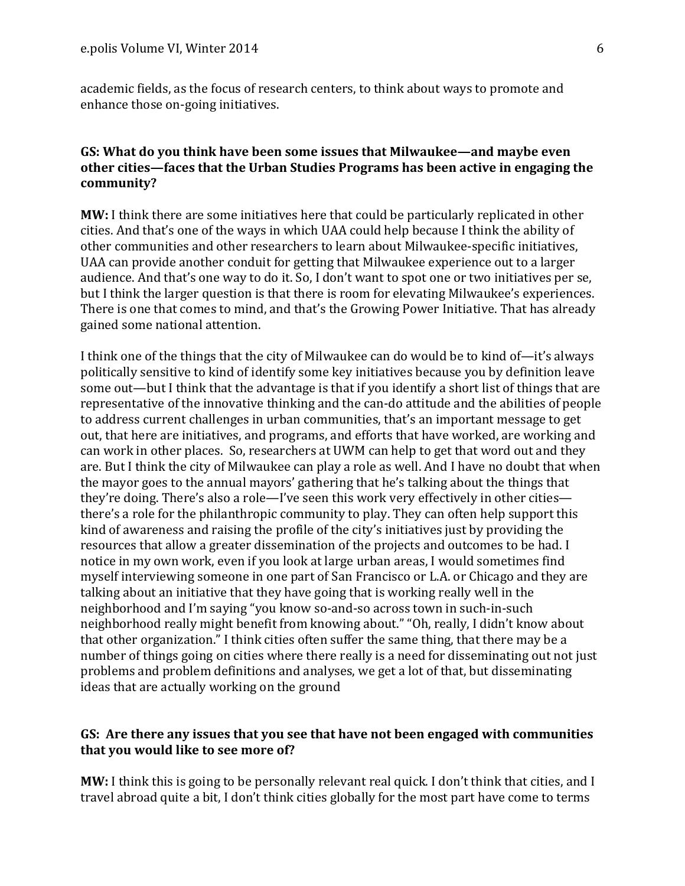academic fields, as the focus of research centers, to think about ways to promote and enhance those on-going initiatives.

**GS: What do you think have been some issues that Milwaukee—and maybe even other cities—faces that the Urban Studies Programs has been active in engaging the community?**

**MW:** I think there are some initiatives here that could be particularly replicated in other cities. And that's one of the ways in which UAA could help because I think the ability of other communities and other researchers to learn about Milwaukee-specific initiatives, UAA can provide another conduit for getting that Milwaukee experience out to a larger audience. And that's one way to do it. So, I don't want to spot one or two initiatives per se, but I think the larger question is that there is room for elevating Milwaukee's experiences. There is one that comes to mind, and that's the Growing Power Initiative. That has already gained some national attention.

I think one of the things that the city of Milwaukee can do would be to kind of—it's always politically sensitive to kind of identify some key initiatives because you by definition leave some out—but I think that the advantage is that if you identify a short list of things that are representative of the innovative thinking and the can-do attitude and the abilities of people to address current challenges in urban communities, that's an important message to get out, that here are initiatives, and programs, and efforts that have worked, are working and can work in other places. So, researchers at UWM can help to get that word out and they are. But I think the city of Milwaukee can play a role as well. And I have no doubt that when the mayor goes to the annual mayors' gathering that he's talking about the things that they're doing. There's also a role—I've seen this work very effectively in other cities—there's a role for the philanthropic community to play. They can often help support this kind of awareness and raising the profile of the city's initiatives just by providing the resources that allow a greater dissemination of the projects and outcomes to be had. I notice in my own work, even if you look at large urban areas, I would sometimes find myself interviewing someone in one part of San Francisco or L.A. or Chicago and they are talking about an initiative that they have going that is working really well in the neighborhood and I'm saying "you know so-and-so across town in such-in-such neighborhood really might benefit from knowing about." "Oh, really, I didn't know about that other organization." I think cities often suffer the same thing, that there may be a number of things going on cities where there really is a need for disseminating out not just problems and problem definitions and analyses, we get a lot of that, but disseminating ideas that are actually working on the ground

**GS: Are there any issues that you see that have not been engaged with communities that you would like to see more of?**

**MW:** I think this is going to be personally relevant real quick. I don't think that cities, and I travel abroad quite a bit, I don't think cities globally for the most part have come to terms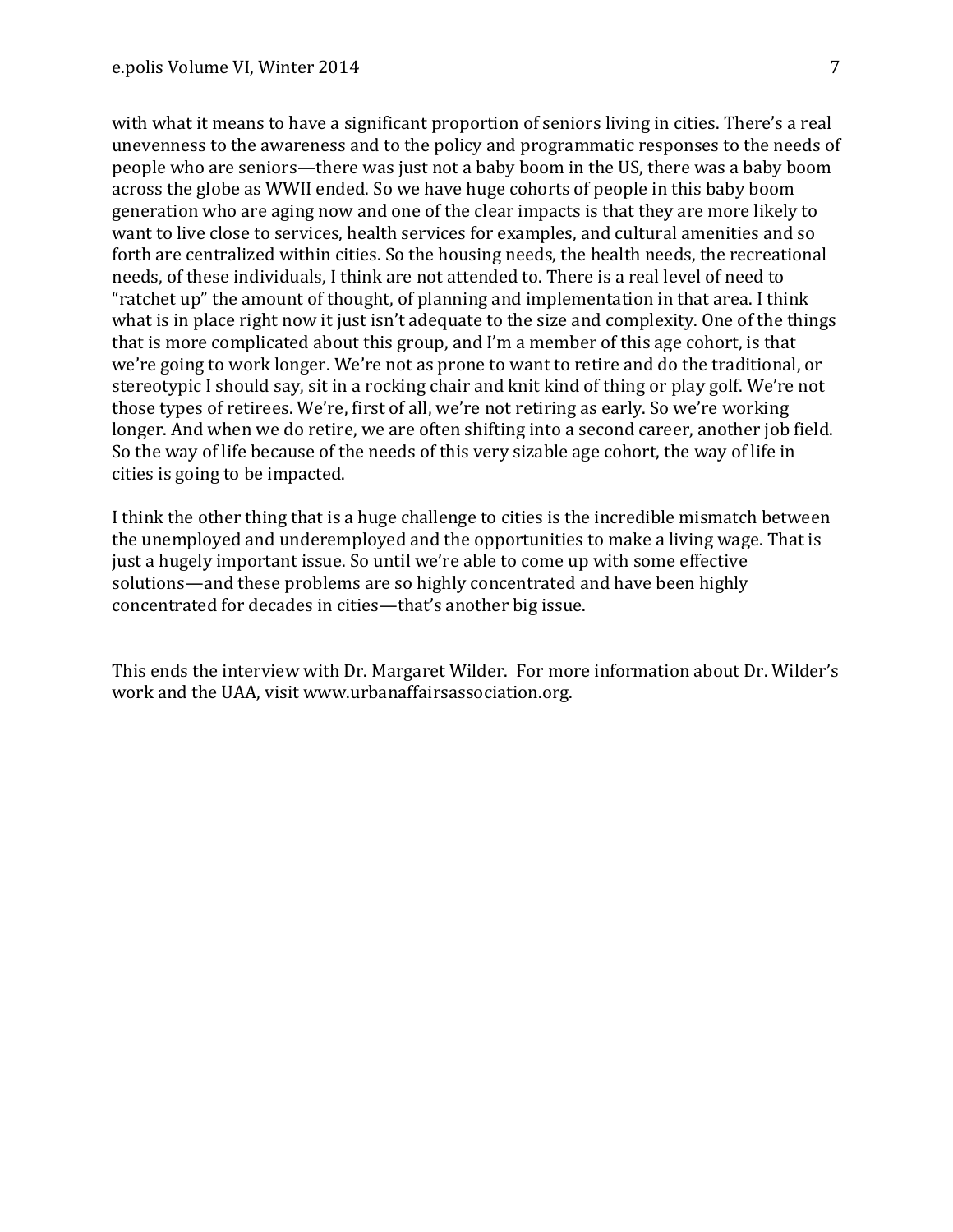with what it means to have a significant proportion of seniors living in cities. There's a real unevenness to the awareness and to the policy and programmatic responses to the needs of people who are seniors—there was just not a baby boom in the US, there was a baby boom across the globe as WWII ended. So we have huge cohorts of people in this baby boom generation who are aging now and one of the clear impacts is that they are more likely to want to live close to services, health services for examples, and cultural amenities and so forth are centralized within cities. So the housing needs, the health needs, the recreational needs, of these individuals, I think are not attended to. There is a real level of need to "ratchet up" the amount of thought, of planning and implementation in that area. I think what is in place right now it just isn't adequate to the size and complexity. One of the things that is more complicated about this group, and I'm a member of this age cohort, is that we're going to work longer. We're not as prone to want to retire and do the traditional, or stereotypic I should say, sit in a rocking chair and knit kind of thing or play golf. We're not those types of retirees. We're, first of all, we're not retiring as early. So we're working longer. And when we do retire, we are often shifting into a second career, another job field. So the way of life because of the needs of this very sizable age cohort, the way of life in cities is going to be impacted.

I think the other thing that is a huge challenge to cities is the incredible mismatch between the unemployed and underemployed and the opportunities to make a living wage. That is just a hugely important issue. So until we're able to come up with some effective solutions—and these problems are so highly concentrated and have been highly concentrated for decades in cities—that's another big issue.

This ends the interview with Dr. Margaret Wilder. For more information about Dr. Wilder's work and the UAA, visit www.urbanaffairsassociation.org.